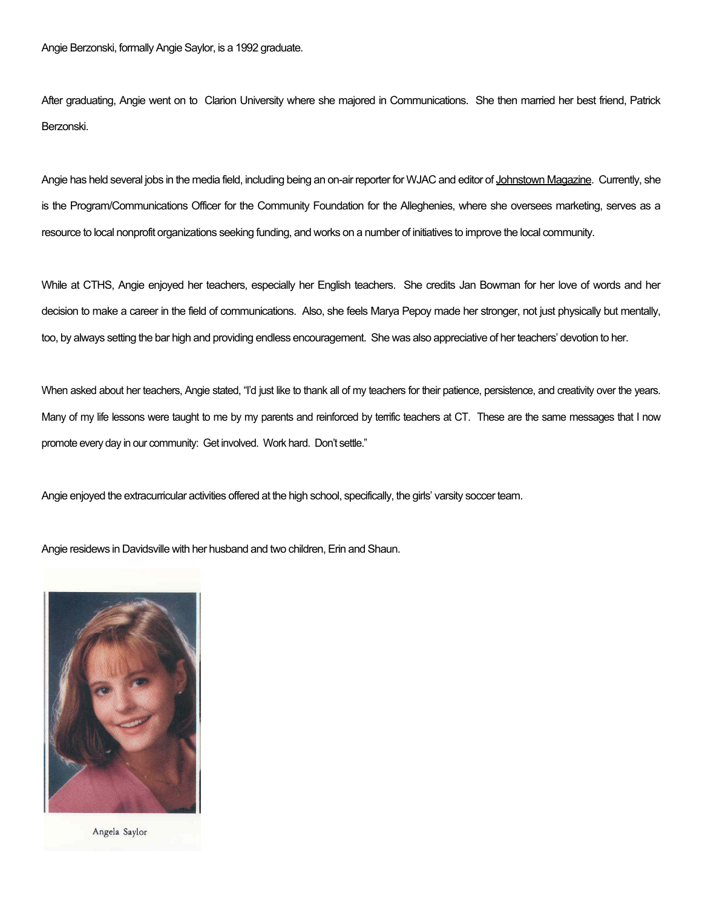Angie Berzonski, formally Angie Saylor, is a 1992 graduate.

After graduating, Angie went on to Clarion University where she majored in Communications. She then married her best friend, Patrick Berzonski.

Angie has held several jobs in the media field, including being an on-air reporter for WJAC and editor of Johnstown Magazine. Currently, she is the Program/Communications Officer for the Community Foundation for the Alleghenies, where she oversees marketing, serves as a resource to local nonprofit organizations seeking funding, and works on a number of initiatives to improve the local community.

While at CTHS, Angie enjoyed her teachers, especially her English teachers. She credits Jan Bowman for her love of words and her decision to make a career in the field of communications. Also, she feels Marya Pepoy made her stronger, not just physically but mentally, too, by always setting the bar high and providing endless encouragement. She was also appreciative of her teachers' devotion to her.

When asked about her teachers, Angie stated, "I'd just like to thank all of my teachers for their patience, persistence, and creativity over the years. Many of my life lessons were taught to me by my parents and reinforced by terrific teachers at CT. These are the same messages that I now promote every day in our community: Get involved. Work hard. Don't settle."

Angie enjoyed the extracurricular activities offered at the high school, specifically, the girls' varsity soccer team.

Angie residews in Davidsville with her husband and two children, Erin and Shaun.

Angela Saylor